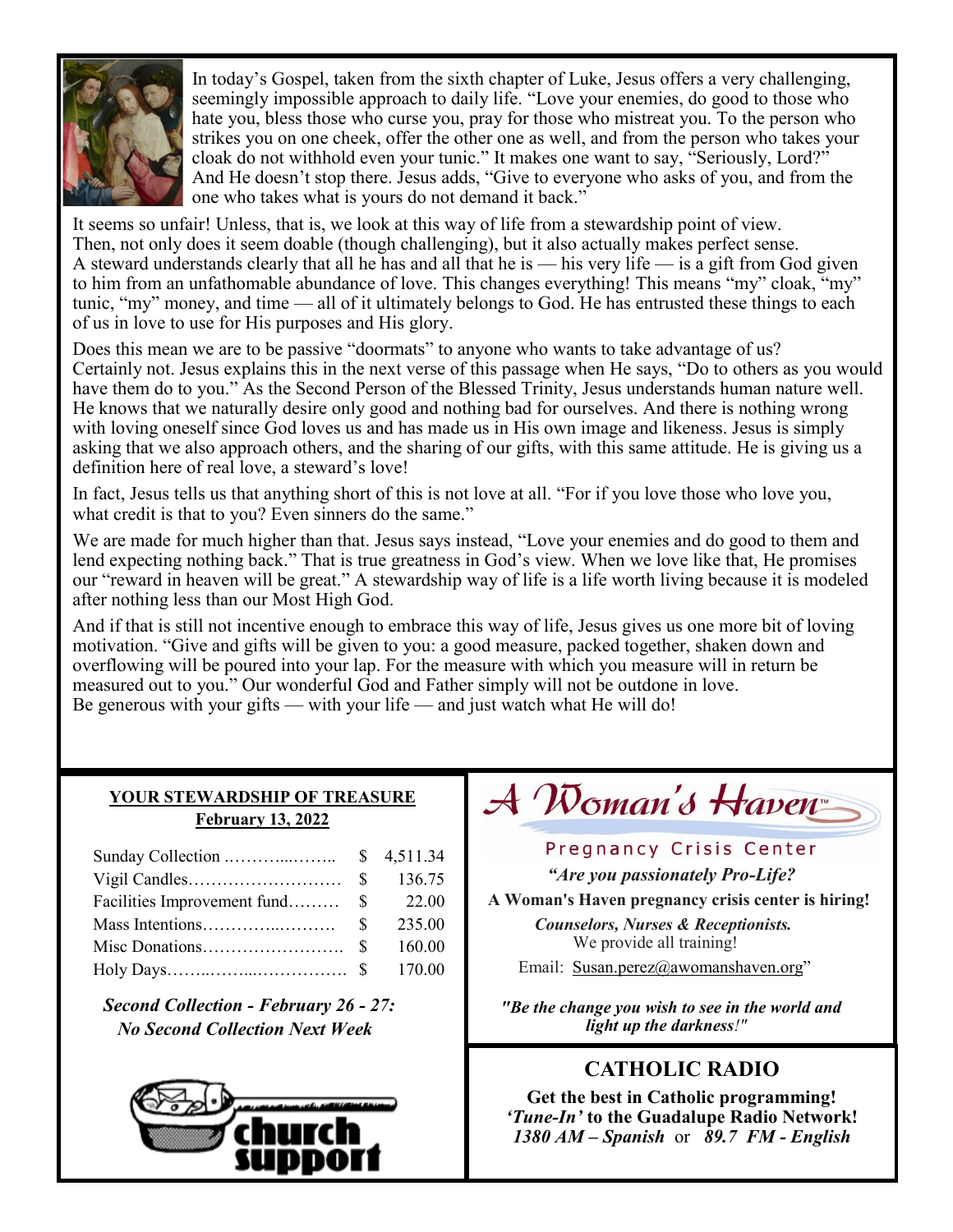In today's Gospel, taken from the sixth chapter of Luke, Jesus offers a very challenging, seemingly impossible approach to daily life. "Love your enemies, do good to those who hate you, bless those who curse you, pray for those who mistreat you. To the person who strikes you on one cheek, offer the other one as well, and from the person who takes your cloak do not withhold even your tunic." It makes one want to say, "Seriously, Lord?" And He doesn't stop there. Jesus adds, "Give to everyone who asks of you, and from the one who takes what is yours do not demand it back."

It seems so unfair! Unless, that is, we look at this way of life from a stewardship point of view. Then, not only does it seem doable (though challenging), but it also actually makes perfect sense. A steward understands clearly that all he has and all that he is — his very life — is a gift from God given to him from an unfathomable abundance of love. This changes everything! This means "my" cloak, "my" tunic, "my" money, and time — all of it ultimately belongs to God. He has entrusted these things to each of us in love to use for His purposes and His glory.

Does this mean we are to be passive "doormats" to anyone who wants to take advantage of us? Certainly not. Jesus explains this in the next verse of this passage when He says, "Do to others as you would have them do to you." As the Second Person of the Blessed Trinity, Jesus understands human nature well. He knows that we naturally desire only good and nothing bad for ourselves. And there is nothing wrong with loving oneself since God loves us and has made us in His own image and likeness. Jesus is simply asking that we also approach others, and the sharing of our gifts, with this same attitude. He is giving us a definition here of real love, a steward's love!

In fact, Jesus tells us that anything short of this is not love at all. "For if you love those who love you, what credit is that to you? Even sinners do the same."

We are made for much higher than that. Jesus says instead, "Love your enemies and do good to them and lend expecting nothing back." That is true greatness in God's view. When we love like that, He promises our "reward in heaven will be great." A stewardship way of life is a life worth living because it is modeled after nothing less than our Most High God.

And if that is still not incentive enough to embrace this way of life, Jesus gives us one more bit of loving motivation. "Give and gifts will be given to you: a good measure, packed together, shaken down and overflowing will be poured into your lap. For the measure with which you measure will in return be measured out to you." Our wonderful God and Father simply will not be outdone in love. Be generous with your gifts — with your life — and just watch what He will do!

## YOUR STEWARDSHIP OF TREASURE

**February 13, 2022**

| | | |
|---|---|---|
| Sunday Collection …………...…….. | $ | 4,511.34 |
| Vigil Candles……………………… | $ | 136.75 |
| Facilities Improvement fund……… | $ | 22.00 |
| Mass Intentions…………..………. | $ | 235.00 |
| Misc Donations……………………. | $ | 160.00 |
| Holy Days……..……...……………. | $ | 170.00 |

***Second Collection - February 26 - 27:***
***No Second Collection Next Week***

church support

## A Woman's Haven™

Pregnancy Crisis Center

***"Are you passionately Pro-Life?***

**A Woman's Haven pregnancy crisis center is hiring!**

***Counselors, Nurses & Receptionists.***
We provide all training!

Email: Susan.perez@awomanshaven.org"

***"Be the change you wish to see in the world and light up the darkness!"***

## CATHOLIC RADIO

**Get the best in Catholic programming!**
**'*Tune-In*' to the Guadalupe Radio Network!**
***1380 AM – Spanish*** or ***89.7 FM - English***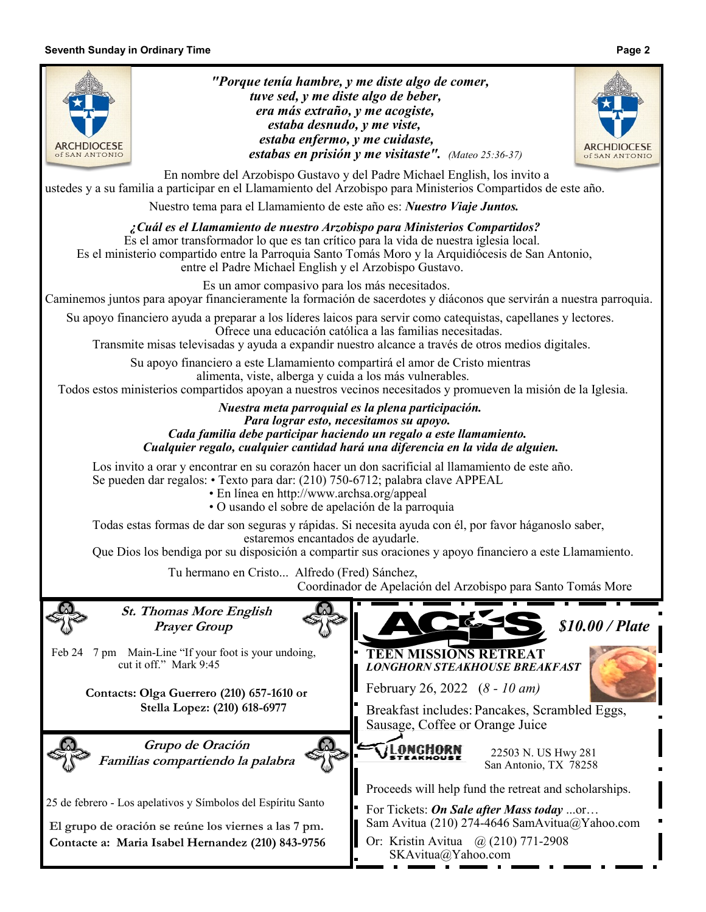*"Porque tenía hambre, y me diste algo de comer,*
*tuve sed, y me diste algo de beber,*
*era más extraño, y me acogiste,*
*estaba desnudo, y me viste,*
*estaba enfermo, y me cuidaste,*
*estabas en prisión y me visitaste".* *(Mateo 25:36-37)*

En nombre del Arzobispo Gustavo y del Padre Michael English, los invito a ustedes y a su familia a participar en el Llamamiento del Arzobispo para Ministerios Compartidos de este año.

Nuestro tema para el Llamamiento de este año es: ***Nuestro Viaje Juntos.***

***¿Cuál es el Llamamiento de nuestro Arzobispo para Ministerios Compartidos?***
Es el amor transformador lo que es tan crítico para la vida de nuestra iglesia local.
Es el ministerio compartido entre la Parroquia Santo Tomás Moro y la Arquidiócesis de San Antonio, entre el Padre Michael English y el Arzobispo Gustavo.

Es un amor compasivo para los más necesitados.
Caminemos juntos para apoyar financieramente la formación de sacerdotes y diáconos que servirán a nuestra parroquia.

Su apoyo financiero ayuda a preparar a los líderes laicos para servir como catequistas, capellanes y lectores.
Ofrece una educación católica a las familias necesitadas.
Transmite misas televisadas y ayuda a expandir nuestro alcance a través de otros medios digitales.

Su apoyo financiero a este Llamamiento compartirá el amor de Cristo mientras alimenta, viste, alberga y cuida a los más vulnerables.
Todos estos ministerios compartidos apoyan a nuestros vecinos necesitados y promueven la misión de la Iglesia.

***Nuestra meta parroquial es la plena participación.***
***Para lograr esto, necesitamos su apoyo.***
***Cada familia debe participar haciendo un regalo a este llamamiento.***
***Cualquier regalo, cualquier cantidad hará una diferencia en la vida de alguien.***

Los invito a orar y encontrar en su corazón hacer un don sacrificial al llamamiento de este año.
Se pueden dar regalos: • Texto para dar: (210) 750-6712; palabra clave APPEAL
• En línea en http://www.archsa.org/appeal
• O usando el sobre de apelación de la parroquia

Todas estas formas de dar son seguras y rápidas. Si necesita ayuda con él, por favor háganoslo saber, estaremos encantados de ayudarle.
Que Dios los bendiga por su disposición a compartir sus oraciones y apoyo financiero a este Llamamiento.

Tu hermano en Cristo... Alfredo (Fred) Sánchez,
Coordinador de Apelación del Arzobispo para Santo Tomás More

## *St. Thomas More English Prayer Group*

Feb 24 7 pm Main-Line "If your foot is your undoing, cut it off." Mark 9:45

**Contacts: Olga Guerrero (210) 657-1610 or Stella Lopez: (210) 618-6977**

## *Grupo de Oración Familias compartiendo la palabra*

25 de febrero - Los apelativos y Símbolos del Espíritu Santo

**El grupo de oración se reúne los viernes a las 7 pm.**
**Contacte a: Maria Isabel Hernandez (210) 843-9756**

## ACTS

***$10.00 / Plate***

**TEEN MISSIONS RETREAT**
***LONGHORN STEAKHOUSE BREAKFAST***

February 26, 2022 (*8 - 10 am)*

Breakfast includes: Pancakes, Scrambled Eggs, Sausage, Coffee or Orange Juice

LONGHORN STEAKHOUSE
22503 N. US Hwy 281
San Antonio, TX 78258

Proceeds will help fund the retreat and scholarships.

For Tickets: ***On Sale after Mass today*** ...or…
Sam Avitua (210) 274-4646 SamAvitua@Yahoo.com
Or: Kristin Avitua @ (210) 771-2908
SKAvitua@Yahoo.com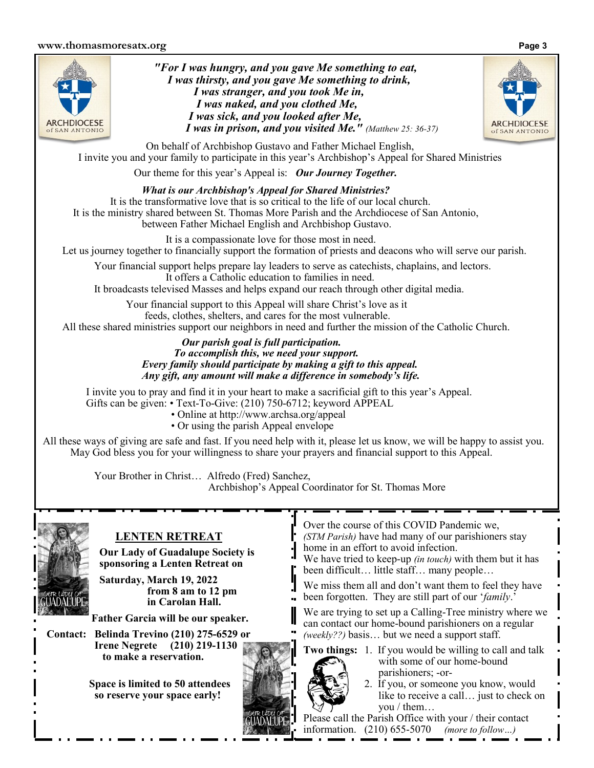***"For I was hungry, and you gave Me something to eat,***
***I was thirsty, and you gave Me something to drink,***
***I was stranger, and you took Me in,***
***I was naked, and you clothed Me,***
***I was sick, and you looked after Me,***
***I was in prison, and you visited Me."*** *(Matthew 25: 36-37)*

On behalf of Archbishop Gustavo and Father Michael English,
I invite you and your family to participate in this year's Archbishop's Appeal for Shared Ministries

Our theme for this year's Appeal is: ***Our Journey Together.***

***What is our Archbishop's Appeal for Shared Ministries?***
It is the transformative love that is so critical to the life of our local church.
It is the ministry shared between St. Thomas More Parish and the Archdiocese of San Antonio,
between Father Michael English and Archbishop Gustavo.

It is a compassionate love for those most in need.
Let us journey together to financially support the formation of priests and deacons who will serve our parish.

Your financial support helps prepare lay leaders to serve as catechists, chaplains, and lectors.
It offers a Catholic education to families in need.
It broadcasts televised Masses and helps expand our reach through other digital media.

Your financial support to this Appeal will share Christ's love as it
feeds, clothes, shelters, and cares for the most vulnerable.
All these shared ministries support our neighbors in need and further the mission of the Catholic Church.

***Our parish goal is full participation.***
***To accomplish this, we need your support.***
***Every family should participate by making a gift to this appeal.***
***Any gift, any amount will make a difference in somebody's life.***

I invite you to pray and find it in your heart to make a sacrificial gift to this year's Appeal.
Gifts can be given:
- Text-To-Give: (210) 750-6712; keyword APPEAL
- Online at http://www.archsa.org/appeal
- Or using the parish Appeal envelope

All these ways of giving are safe and fast. If you need help with it, please let us know, we will be happy to assist you.
May God bless you for your willingness to share your prayers and financial support to this Appeal.

Your Brother in Christ… Alfredo (Fred) Sanchez,
Archbishop's Appeal Coordinator for St. Thomas More

## LENTEN RETREAT

**Our Lady of Guadalupe Society is sponsoring a Lenten Retreat on**

**Saturday, March 19, 2022**
**from 8 am to 12 pm**
**in Carolan Hall.**

**Father Garcia will be our speaker.**

**Contact: Belinda Trevino (210) 275-6529 or Irene Negrete (210) 219-1130 to make a reservation.**

**Space is limited to 50 attendees so reserve your space early!**

Over the course of this COVID Pandemic we, *(STM Parish)* have had many of our parishioners stay home in an effort to avoid infection.
We have tried to keep-up *(in touch)* with them but it has been difficult… little staff… many people…

We miss them all and don't want them to feel they have been forgotten. They are still part of our '*family*.'

We are trying to set up a Calling-Tree ministry where we can contact our home-bound parishioners on a regular *(weekly??)* basis… but we need a support staff.

**Two things:**
1. If you would be willing to call and talk with some of our home-bound parishioners; -or-
2. If you, or someone you know, would like to receive a call… just to check on you / them…

Please call the Parish Office with your / their contact information. (210) 655-5070 *(more to follow…)*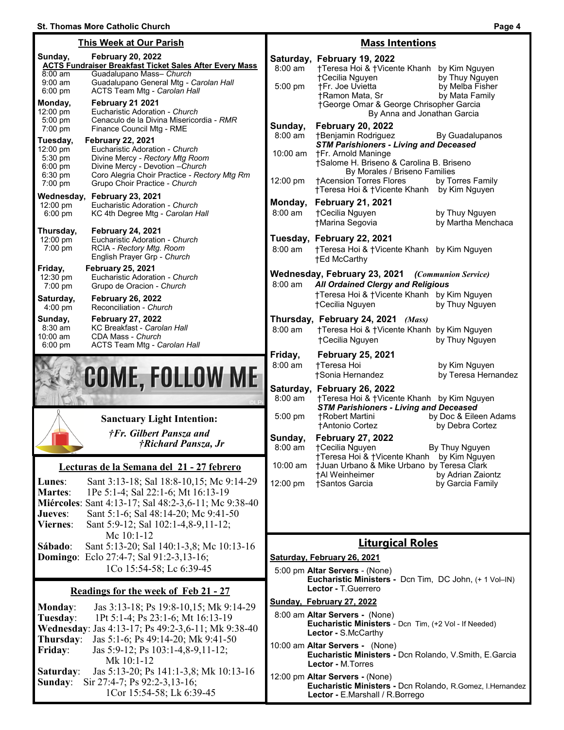## This Week at Our Parish

**Sunday, February 20, 2022**
**ACTS Fundraiser Breakfast Ticket Sales After Every Mass**

| | |
|---|---|
| 8:00 am | Guadalupano Mass– *Church* |
| 9:00 am | Guadalupano General Mtg - *Carolan Hall* |
| 6:00 pm | ACTS Team Mtg - *Carolan Hall* |

**Monday, February 21 2021**

| | |
|---|---|
| 12:00 pm | Eucharistic Adoration - *Church* |
| 5:00 pm | Cenaculo de la Divina Misericordia - *RMR* |
| 7:00 pm | Finance Council Mtg - RME |

**Tuesday, February 22, 2021**

| | |
|---|---|
| 12:00 pm | Eucharistic Adoration - *Church* |
| 5:30 pm | Divine Mercy - *Rectory Mtg Room* |
| 6:00 pm | Divine Mercy - Devotion –*Church* |
| 6:30 pm | Coro Alegria Choir Practice - *Rectory Mtg Rm* |
| 7:00 pm | Grupo Choir Practice - *Church* |

**Wednesday, February 23, 2021**

| | |
|---|---|
| 12:00 pm | Eucharistic Adoration - *Church* |
| 6:00 pm | KC 4th Degree Mtg - *Carolan Hall* |

**Thursday, February 24, 2021**

| | |
|---|---|
| 12:00 pm | Eucharistic Adoration - *Church* |
| 7:00 pm | RCIA - *Rectory Mtg. Room* |
| | English Prayer Grp - *Church* |

**Friday, February 25, 2021**

| | |
|---|---|
| 12:30 pm | Eucharistic Adoration - *Church* |
| 7:00 pm | Grupo de Oracion - *Church* |

**Saturday, February 26, 2022**

| | |
|---|---|
| 4:00 pm | Reconciliation - *Church* |

**Sunday, February 27, 2022**

| | |
|---|---|
| 8:30 am | KC Breakfast - *Carolan Hall* |
| 10:00 am | CDA Mass - *Church* |
| 6:00 pm | ACTS Team Mtg - *Carolan Hall* |

# COME, FOLLOW ME

**Sanctuary Light Intention:**

*†Fr. Gilbert Pansza and †Richard Pansza, Jr*

## Lecturas de la Semana del 21 - 27 febrero

**Lunes**: Sant 3:13-18; Sal 18:8-10,15; Mc 9:14-29
**Martes**: 1Pe 5:1-4; Sal 22:1-6; Mt 16:13-19
**Miércoles**: Sant 4:13-17; Sal 48:2-3,6-11; Mc 9:38-40
**Jueves**: Sant 5:1-6; Sal 48:14-20; Mc 9:41-50
**Viernes**: Sant 5:9-12; Sal 102:1-4,8-9,11-12; Mc 10:1-12
**Sábado**: Sant 5:13-20; Sal 140:1-3,8; Mc 10:13-16
**Domingo**: Eclo 27:4-7; Sal 91:2-3,13-16; 1Co 15:54-58; Lc 6:39-45

## Readings for the week of Feb 21 - 27

**Monday**: Jas 3:13-18; Ps 19:8-10,15; Mk 9:14-29
**Tuesday**: 1Pt 5:1-4; Ps 23:1-6; Mt 16:13-19
**Wednesday**: Jas 4:13-17; Ps 49:2-3,6-11; Mk 9:38-40
**Thursday**: Jas 5:1-6; Ps 49:14-20; Mk 9:41-50
**Friday**: Jas 5:9-12; Ps 103:1-4,8-9,11-12; Mk 10:1-12
**Saturday**: Jas 5:13-20; Ps 141:1-3,8; Mk 10:13-16
**Sunday**: Sir 27:4-7; Ps 92:2-3,13-16; 1Cor 15:54-58; Lk 6:39-45

## Mass Intentions

**Saturday, February 19, 2022**

| | | |
|---|---|---|
| 8:00 am | †Teresa Hoi & †Vicente Khanh | by Kim Nguyen |
| | †Cecilia Nguyen | by Thuy Nguyen |
| 5:00 pm | †Fr. Joe Uvietta | by Melba Fisher |
| | †Ramon Mata, Sr | by Mata Family |
| | †George Omar & George Chrisopher Garcia | By Anna and Jonathan Garcia |

**Sunday, February 20, 2022**

| | | |
|---|---|---|
| 8:00 am | †Benjamin Rodriguez | By Guadalupanos |
| | ***STM Parishioners - Living and Deceased*** | |
| 10:00 am | †Fr. Arnold Maninge | |
| | †Salome H. Briseno & Carolina B. Briseno | By Morales / Briseno Families |
| 12:00 pm | †Acension Torres Flores | by Torres Family |
| | †Teresa Hoi & †Vicente Khanh | by Kim Nguyen |

**Monday, February 21, 2021**

| | | |
|---|---|---|
| 8:00 am | †Cecilia Nguyen | by Thuy Nguyen |
| | †Marina Segovia | by Martha Menchaca |

**Tuesday, February 22, 2021**

| | | |
|---|---|---|
| 8:00 am | †Teresa Hoi & †Vicente Khanh | by Kim Nguyen |
| | †Ed McCarthy | |

**Wednesday, February 23, 2021** *(Communion Service)*

| | | |
|---|---|---|
| 8:00 am | ***All Ordained Clergy and Religious*** | |
| | †Teresa Hoi & †Vicente Khanh | by Kim Nguyen |
| | †Cecilia Nguyen | by Thuy Nguyen |

**Thursday, February 24, 2021** *(Mass)*

| | | |
|---|---|---|
| 8:00 am | †Teresa Hoi & †Vicente Khanh | by Kim Nguyen |
| | †Cecilia Nguyen | by Thuy Nguyen |

**Friday, February 25, 2021**

| | | |
|---|---|---|
| 8:00 am | †Teresa Hoi | by Kim Nguyen |
| | †Sonia Hernandez | by Teresa Hernandez |

**Saturday, February 26, 2022**

| | | |
|---|---|---|
| 8:00 am | †Teresa Hoi & †Vicente Khanh | by Kim Nguyen |
| | ***STM Parishioners - Living and Deceased*** | |
| 5:00 pm | †Robert Martini | by Doc & Eileen Adams |
| | †Antonio Cortez | by Debra Cortez |

**Sunday, February 27, 2022**

| | | |
|---|---|---|
| 8:00 am | †Cecilia Nguyen | By Thuy Nguyen |
| | †Teresa Hoi & †Vicente Khanh | by Kim Nguyen |
| 10:00 am | †Juan Urbano & Mike Urbano | by Teresa Clark |
| | †Al Weinheimer | by Adrian Zaiontz |
| 12:00 pm | †Santos Garcia | by Garcia Family |

## Liturgical Roles

**Saturday, February 26, 2021**

5:00 pm **Altar Servers** - (None)
**Eucharistic Ministers -** Dcn Tim, DC John, (+ 1 Vol–IN)
**Lector -** T.Guerrero

**Sunday, February 27, 2022**

8:00 am **Altar Servers -** (None)
**Eucharistic Ministers** - Dcn Tim, (+2 Vol - If Needed)
**Lector -** S.McCarthy

10:00 am **Altar Servers -** (None)
**Eucharistic Ministers -** Dcn Rolando, V.Smith, E.Garcia
**Lector -** M.Torres

12:00 pm **Altar Servers -** (None)
**Eucharistic Ministers -** Dcn Rolando, R.Gomez, I.Hernandez
**Lector -** E.Marshall / R.Borrego